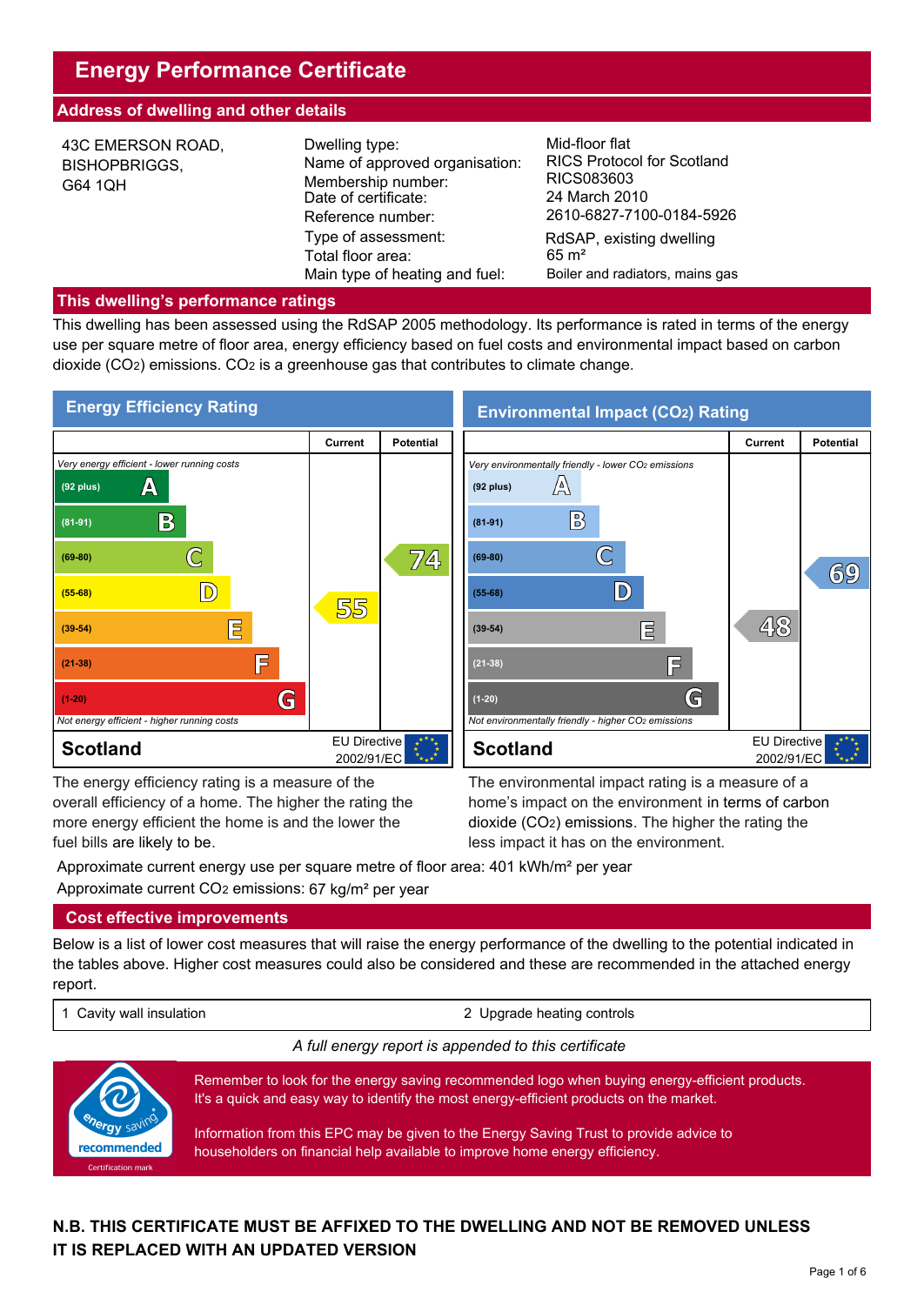# Energy Performance Certificate

## Address of dwelling and other details

43C EMERSON ROAD,
BISHOPBRIGGS,
G64 1QH

| | |
|---|---|
| Dwelling type: | Mid-floor flat |
| Name of approved organisation: | RICS Protocol for Scotland |
| Membership number: | RICS083603 |
| Date of certificate: | 24 March 2010 |
| Reference number: | 2610-6827-7100-0184-5926 |
| Type of assessment: | RdSAP, existing dwelling |
| Total floor area: | 65 m² |
| Main type of heating and fuel: | Boiler and radiators, mains gas |

## This dwelling's performance ratings

This dwelling has been assessed using the RdSAP 2005 methodology. Its performance is rated in terms of the energy use per square metre of floor area, energy efficiency based on fuel costs and environmental impact based on carbon dioxide ($CO_2$) emissions. $CO_2$ is a greenhouse gas that contributes to climate change.

### Energy Efficiency Rating

*Very energy efficient - lower running costs*

| Band | Current | Potential |
|---|---|---|
| (92 plus) A | | |
| (81-91) B | | |
| (69-80) C | | 74 |
| (55-68) D | 55 | |
| (39-54) E | | |
| (21-38) F | | |
| (1-20) G | | |

*Not energy efficient - higher running costs*

Scotland — EU Directive 2002/91/EC

The energy efficiency rating is a measure of the overall efficiency of a home. The higher the rating the more energy efficient the home is and the lower the fuel bills are likely to be.

### Environmental Impact ($CO_2$) Rating

*Very environmentally friendly - lower $CO_2$ emissions*

| Band | Current | Potential |
|---|---|---|
| (92 plus) A | | |
| (81-91) B | | |
| (69-80) C | | 69 |
| (55-68) D | | |
| (39-54) E | 48 | |
| (21-38) F | | |
| (1-20) G | | |

*Not environmentally friendly - higher $CO_2$ emissions*

Scotland — EU Directive 2002/91/EC

The environmental impact rating is a measure of a home's impact on the environment in terms of carbon dioxide ($CO_2$) emissions. The higher the rating the less impact it has on the environment.

Approximate current energy use per square metre of floor area: 401 kWh/m² per year

Approximate current $CO_2$ emissions: 67 kg/m² per year

## Cost effective improvements

Below is a list of lower cost measures that will raise the energy performance of the dwelling to the potential indicated in the tables above. Higher cost measures could also be considered and these are recommended in the attached energy report.

| | |
|---|---|
| 1 Cavity wall insulation | 2 Upgrade heating controls |

*A full energy report is appended to this certificate*

energy saving recommended — Certification mark

Remember to look for the energy saving recommended logo when buying energy-efficient products. It's a quick and easy way to identify the most energy-efficient products on the market.

Information from this EPC may be given to the Energy Saving Trust to provide advice to householders on financial help available to improve home energy efficiency.

**N.B. THIS CERTIFICATE MUST BE AFFIXED TO THE DWELLING AND NOT BE REMOVED UNLESS IT IS REPLACED WITH AN UPDATED VERSION**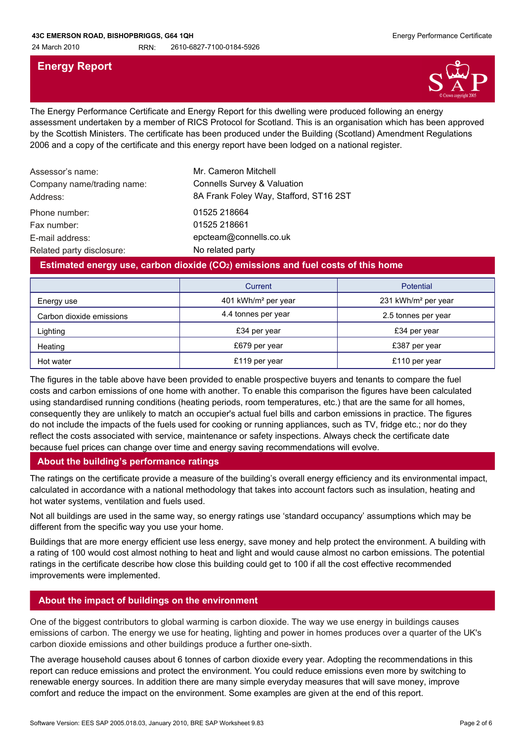## Energy Report

The Energy Performance Certificate and Energy Report for this dwelling were produced following an energy assessment undertaken by a member of RICS Protocol for Scotland. This is an organisation which has been approved by the Scottish Ministers. The certificate has been produced under the Building (Scotland) Amendment Regulations 2006 and a copy of the certificate and this energy report have been lodged on a national register.

| | |
|---|---|
| Assessor's name: | Mr. Cameron Mitchell |
| Company name/trading name: | Connells Survey & Valuation |
| Address: | 8A Frank Foley Way, Stafford, ST16 2ST |
| Phone number: | 01525 218664 |
| Fax number: | 01525 218661 |
| E-mail address: | epcteam@connells.co.uk |
| Related party disclosure: | No related party |

## Estimated energy use, carbon dioxide ($CO_2$) emissions and fuel costs of this home

| | Current | Potential |
|---|---|---|
| Energy use | 401 kWh/m² per year | 231 kWh/m² per year |
| Carbon dioxide emissions | 4.4 tonnes per year | 2.5 tonnes per year |
| Lighting | £34 per year | £34 per year |
| Heating | £679 per year | £387 per year |
| Hot water | £119 per year | £110 per year |

The figures in the table above have been provided to enable prospective buyers and tenants to compare the fuel costs and carbon emissions of one home with another. To enable this comparison the figures have been calculated using standardised running conditions (heating periods, room temperatures, etc.) that are the same for all homes, consequently they are unlikely to match an occupier's actual fuel bills and carbon emissions in practice. The figures do not include the impacts of the fuels used for cooking or running appliances, such as TV, fridge etc.; nor do they reflect the costs associated with service, maintenance or safety inspections. Always check the certificate date because fuel prices can change over time and energy saving recommendations will evolve.

## About the building's performance ratings

The ratings on the certificate provide a measure of the building's overall energy efficiency and its environmental impact, calculated in accordance with a national methodology that takes into account factors such as insulation, heating and hot water systems, ventilation and fuels used.

Not all buildings are used in the same way, so energy ratings use 'standard occupancy' assumptions which may be different from the specific way you use your home.

Buildings that are more energy efficient use less energy, save money and help protect the environment. A building with a rating of 100 would cost almost nothing to heat and light and would cause almost no carbon emissions. The potential ratings in the certificate describe how close this building could get to 100 if all the cost effective recommended improvements were implemented.

## About the impact of buildings on the environment

One of the biggest contributors to global warming is carbon dioxide. The way we use energy in buildings causes emissions of carbon. The energy we use for heating, lighting and power in homes produces over a quarter of the UK's carbon dioxide emissions and other buildings produce a further one-sixth.

The average household causes about 6 tonnes of carbon dioxide every year. Adopting the recommendations in this report can reduce emissions and protect the environment. You could reduce emissions even more by switching to renewable energy sources. In addition there are many simple everyday measures that will save money, improve comfort and reduce the impact on the environment. Some examples are given at the end of this report.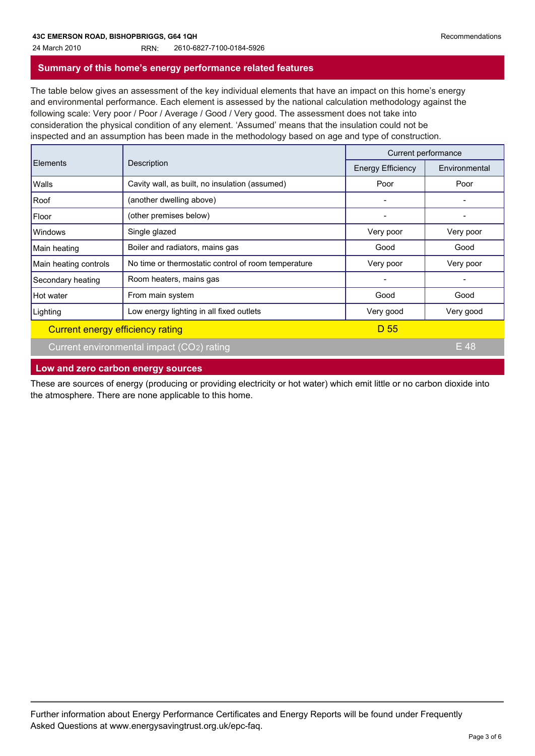**43C EMERSON ROAD, BISHOPBRIGGS, G64 1QH**

24 March 2010 RRN: 2610-6827-7100-0184-5926

## Summary of this home's energy performance related features

The table below gives an assessment of the key individual elements that have an impact on this home's energy and environmental performance. Each element is assessed by the national calculation methodology against the following scale: Very poor / Poor / Average / Good / Very good. The assessment does not take into consideration the physical condition of any element. 'Assumed' means that the insulation could not be inspected and an assumption has been made in the methodology based on age and type of construction.

| Elements | Description | Current performance | |
|---|---|---|---|
| | | Energy Efficiency | Environmental |
| Walls | Cavity wall, as built, no insulation (assumed) | Poor | Poor |
| Roof | (another dwelling above) | - | - |
| Floor | (other premises below) | - | - |
| Windows | Single glazed | Very poor | Very poor |
| Main heating | Boiler and radiators, mains gas | Good | Good |
| Main heating controls | No time or thermostatic control of room temperature | Very poor | Very poor |
| Secondary heating | Room heaters, mains gas | - | - |
| Hot water | From main system | Good | Good |
| Lighting | Low energy lighting in all fixed outlets | Very good | Very good |
| Current energy efficiency rating | | D 55 | |
| Current environmental impact ($CO_2$) rating | | | E 48 |

## Low and zero carbon energy sources

These are sources of energy (producing or providing electricity or hot water) which emit little or no carbon dioxide into the atmosphere. There are none applicable to this home.

Further information about Energy Performance Certificates and Energy Reports will be found under Frequently Asked Questions at www.energysavingtrust.org.uk/epc-faq.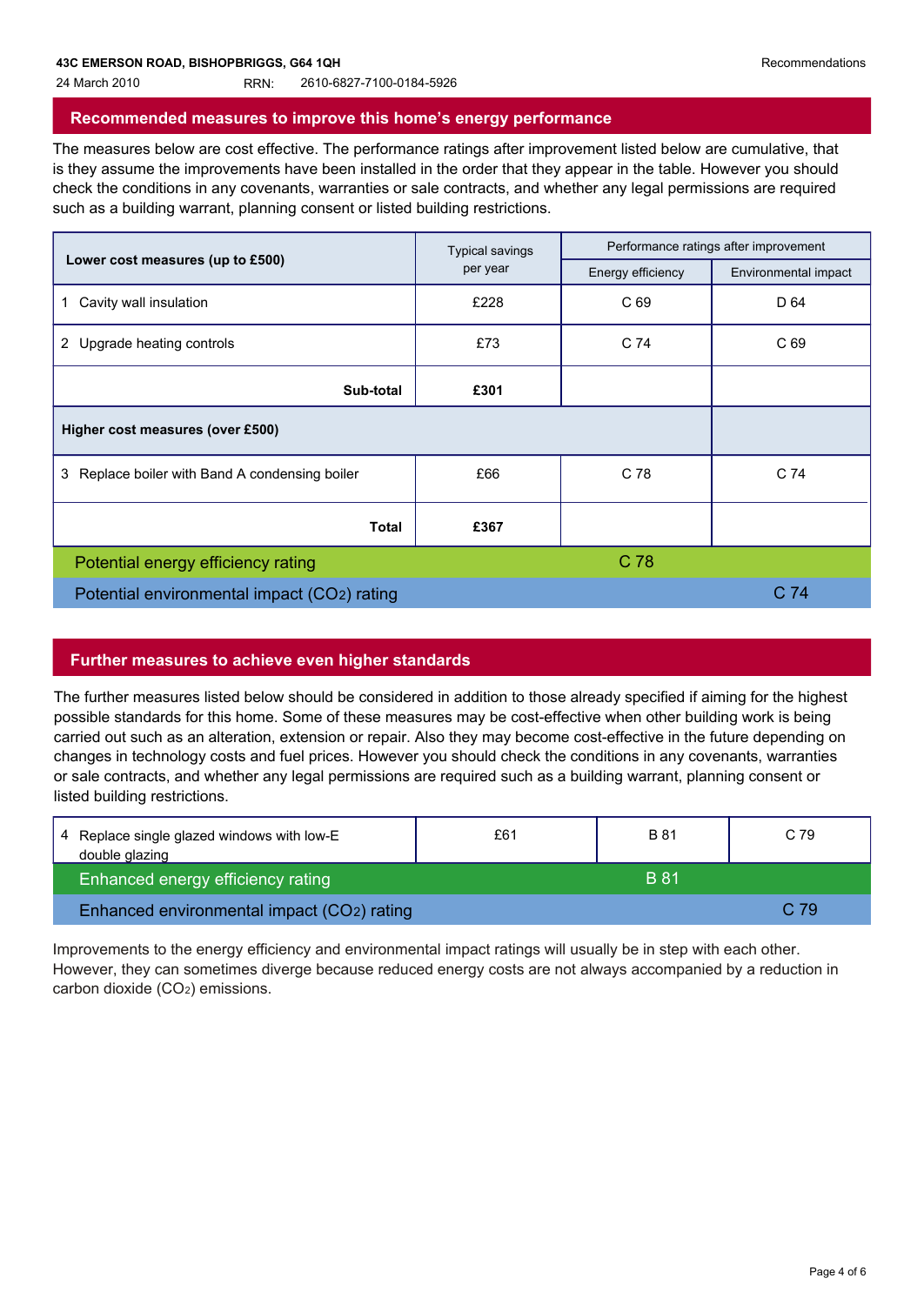43C EMERSON ROAD, BISHOPBRIGGS, G64 1QH
24 March 2010 RRN: 2610-6827-7100-0184-5926

## Recommended measures to improve this home's energy performance

The measures below are cost effective. The performance ratings after improvement listed below are cumulative, that is they assume the improvements have been installed in the order that they appear in the table. However you should check the conditions in any covenants, warranties or sale contracts, and whether any legal permissions are required such as a building warrant, planning consent or listed building restrictions.

| Lower cost measures (up to £500) | Typical savings per year | Performance ratings after improvement | |
|---|---|---|---|
| | | Energy efficiency | Environmental impact |
| 1 Cavity wall insulation | £228 | C 69 | D 64 |
| 2 Upgrade heating controls | £73 | C 74 | C 69 |
| **Sub-total** | **£301** | | |
| **Higher cost measures (over £500)** | | | |
| 3 Replace boiler with Band A condensing boiler | £66 | C 78 | C 74 |
| **Total** | **£367** | | |
| Potential energy efficiency rating | | C 78 | |
| Potential environmental impact ($CO_2$) rating | | | C 74 |

## Further measures to achieve even higher standards

The further measures listed below should be considered in addition to those already specified if aiming for the highest possible standards for this home. Some of these measures may be cost-effective when other building work is being carried out such as an alteration, extension or repair. Also they may become cost-effective in the future depending on changes in technology costs and fuel prices. However you should check the conditions in any covenants, warranties or sale contracts, and whether any legal permissions are required such as a building warrant, planning consent or listed building restrictions.

| | | | |
|---|---|---|---|
| 4 Replace single glazed windows with low-E double glazing | £61 | B 81 | C 79 |
| Enhanced energy efficiency rating | | B 81 | |
| Enhanced environmental impact ($CO_2$) rating | | | C 79 |

Improvements to the energy efficiency and environmental impact ratings will usually be in step with each other. However, they can sometimes diverge because reduced energy costs are not always accompanied by a reduction in carbon dioxide ($CO_2$) emissions.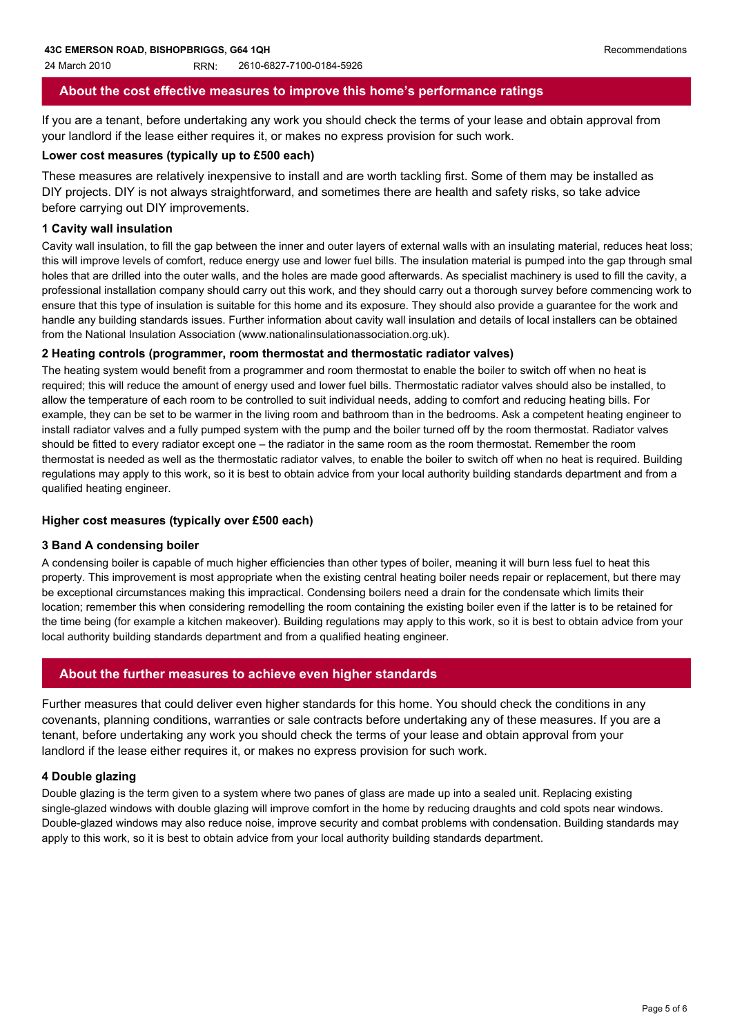## About the cost effective measures to improve this home's performance ratings

If you are a tenant, before undertaking any work you should check the terms of your lease and obtain approval from your landlord if the lease either requires it, or makes no express provision for such work.

### Lower cost measures (typically up to £500 each)

These measures are relatively inexpensive to install and are worth tackling first. Some of them may be installed as DIY projects. DIY is not always straightforward, and sometimes there are health and safety risks, so take advice before carrying out DIY improvements.

#### 1 Cavity wall insulation

Cavity wall insulation, to fill the gap between the inner and outer layers of external walls with an insulating material, reduces heat loss; this will improve levels of comfort, reduce energy use and lower fuel bills. The insulation material is pumped into the gap through smal holes that are drilled into the outer walls, and the holes are made good afterwards. As specialist machinery is used to fill the cavity, a professional installation company should carry out this work, and they should carry out a thorough survey before commencing work to ensure that this type of insulation is suitable for this home and its exposure. They should also provide a guarantee for the work and handle any building standards issues. Further information about cavity wall insulation and details of local installers can be obtained from the National Insulation Association (www.nationalinsulationassociation.org.uk).

#### 2 Heating controls (programmer, room thermostat and thermostatic radiator valves)

The heating system would benefit from a programmer and room thermostat to enable the boiler to switch off when no heat is required; this will reduce the amount of energy used and lower fuel bills. Thermostatic radiator valves should also be installed, to allow the temperature of each room to be controlled to suit individual needs, adding to comfort and reducing heating bills. For example, they can be set to be warmer in the living room and bathroom than in the bedrooms. Ask a competent heating engineer to install radiator valves and a fully pumped system with the pump and the boiler turned off by the room thermostat. Radiator valves should be fitted to every radiator except one – the radiator in the same room as the room thermostat. Remember the room thermostat is needed as well as the thermostatic radiator valves, to enable the boiler to switch off when no heat is required. Building regulations may apply to this work, so it is best to obtain advice from your local authority building standards department and from a qualified heating engineer.

### Higher cost measures (typically over £500 each)

#### 3 Band A condensing boiler

A condensing boiler is capable of much higher efficiencies than other types of boiler, meaning it will burn less fuel to heat this property. This improvement is most appropriate when the existing central heating boiler needs repair or replacement, but there may be exceptional circumstances making this impractical. Condensing boilers need a drain for the condensate which limits their location; remember this when considering remodelling the room containing the existing boiler even if the latter is to be retained for the time being (for example a kitchen makeover). Building regulations may apply to this work, so it is best to obtain advice from your local authority building standards department and from a qualified heating engineer.

## About the further measures to achieve even higher standards

Further measures that could deliver even higher standards for this home. You should check the conditions in any covenants, planning conditions, warranties or sale contracts before undertaking any of these measures. If you are a tenant, before undertaking any work you should check the terms of your lease and obtain approval from your landlord if the lease either requires it, or makes no express provision for such work.

#### 4 Double glazing

Double glazing is the term given to a system where two panes of glass are made up into a sealed unit. Replacing existing single-glazed windows with double glazing will improve comfort in the home by reducing draughts and cold spots near windows. Double-glazed windows may also reduce noise, improve security and combat problems with condensation. Building standards may apply to this work, so it is best to obtain advice from your local authority building standards department.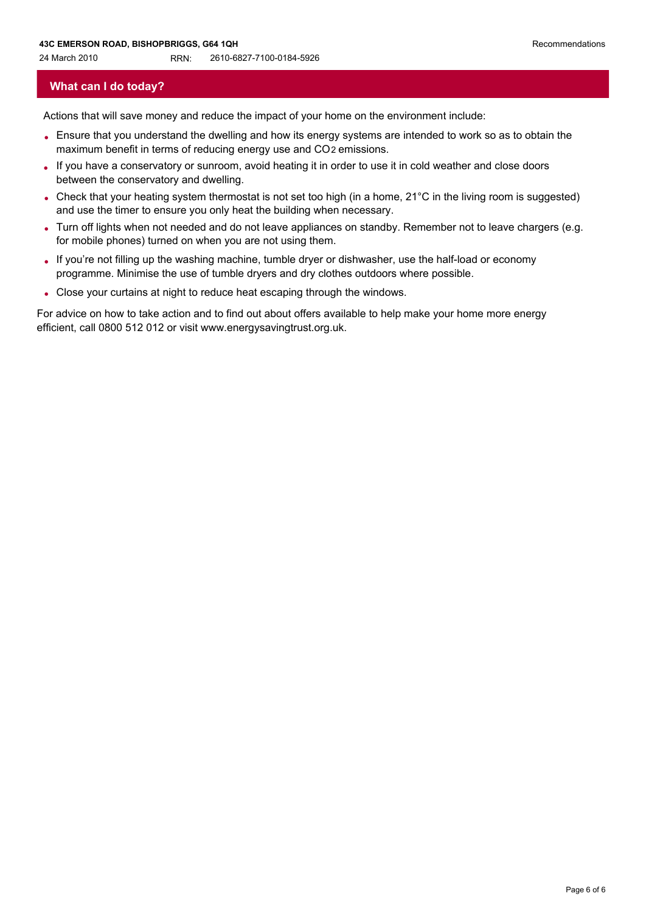## What can I do today?

Actions that will save money and reduce the impact of your home on the environment include:

- Ensure that you understand the dwelling and how its energy systems are intended to work so as to obtain the maximum benefit in terms of reducing energy use and $CO_2$ emissions.
- If you have a conservatory or sunroom, avoid heating it in order to use it in cold weather and close doors between the conservatory and dwelling.
- Check that your heating system thermostat is not set too high (in a home, 21°C in the living room is suggested) and use the timer to ensure you only heat the building when necessary.
- Turn off lights when not needed and do not leave appliances on standby. Remember not to leave chargers (e.g. for mobile phones) turned on when you are not using them.
- If you're not filling up the washing machine, tumble dryer or dishwasher, use the half-load or economy programme. Minimise the use of tumble dryers and dry clothes outdoors where possible.
- Close your curtains at night to reduce heat escaping through the windows.

For advice on how to take action and to find out about offers available to help make your home more energy efficient, call 0800 512 012 or visit www.energysavingtrust.org.uk.